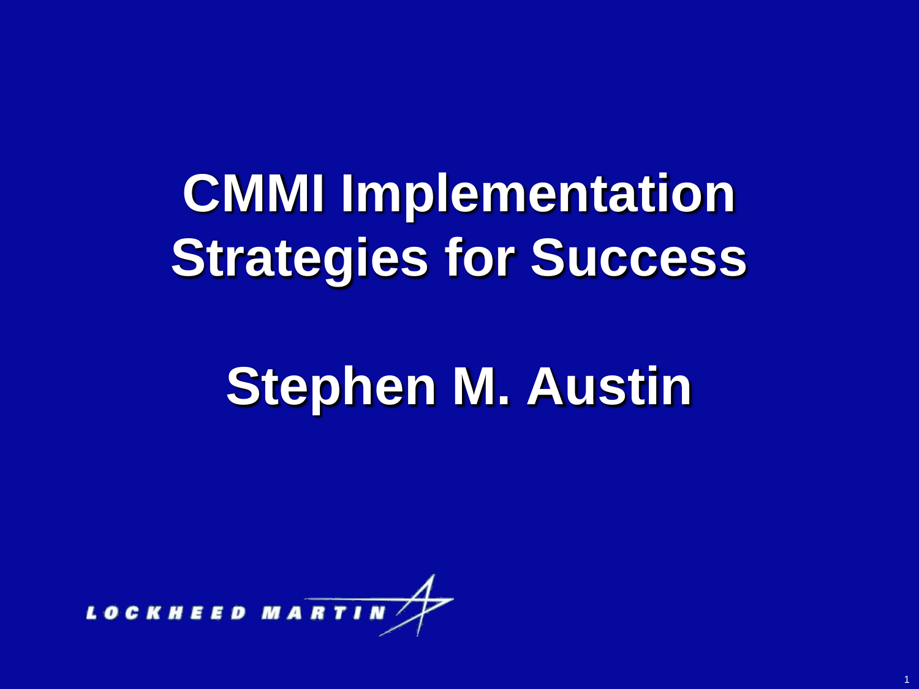# CMMI Implementation Strategies for Success

## Stephen M. Austin

LOCKHEED MARTIN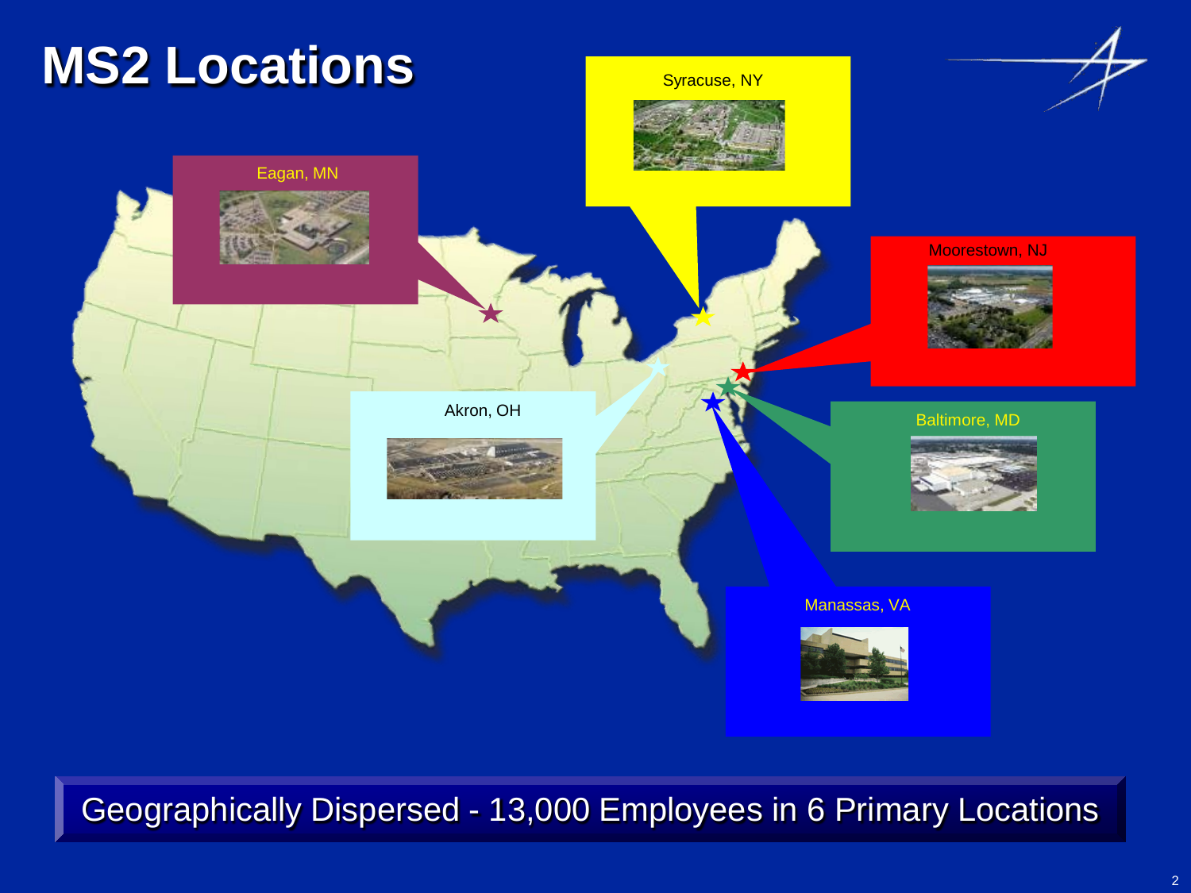# MS2 Locations

Syracuse, NY

Eagan, MN

Moorestown, NJ

Akron, OH

Baltimore, MD

Manassas, VA

Geographically Dispersed - 13,000 Employees in 6 Primary Locations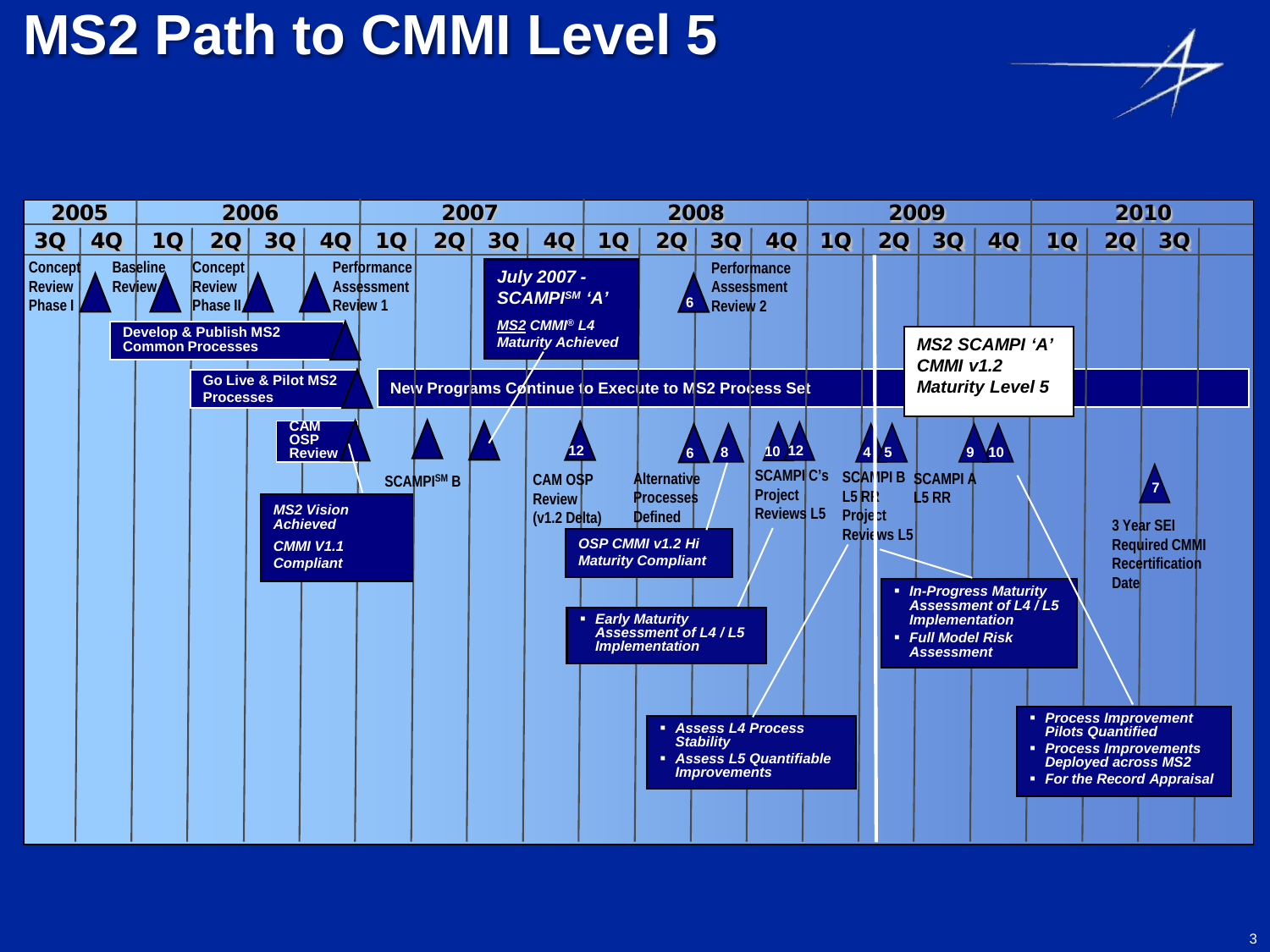# MS2 Path to CMMI Level 5

| 2005 | | 2006 | | | | 2007 | | | | 2008 | | | | 2009 | | | | 2010 | | |
|---|---|---|---|---|---|---|---|---|---|---|---|---|---|---|---|---|---|---|---|---|
| 3Q | 4Q | 1Q | 2Q | 3Q | 4Q | 1Q | 2Q | 3Q | 4Q | 1Q | 2Q | 3Q | 4Q | 1Q | 2Q | 3Q | 4Q | 1Q | 2Q | 3Q |

Concept Review Phase I

Baseline Review

Concept Review Phase II

Performance Assessment Review 1

**July 2007 - SCAMPI[SM] 'A'**

***MS2* CMMI® L4 Maturity Achieved**

6 Performance Assessment Review 2

**Develop & Publish MS2 Common Processes**

**Go Live & Pilot MS2 Processes**

**New Programs Continue to Execute to MS2 Process Set**

**MS2 SCAMPI 'A' CMMI v1.2 Maturity Level 5**

**CAM OSP Review**

SCAMPI[SM] B

12 CAM OSP Review (v1.2 Delta)

6 8 Alternative Processes Defined

10 12 SCAMPI C's Project Reviews L5

4 5 SCAMPI B L5 RR Project Reviews L5

9 10 SCAMPI A L5 RR

7 3 Year SEI Required CMMI Recertification Date

**MS2 Vision Achieved**

**CMMI V1.1 Compliant**

**OSP CMMI v1.2 Hi Maturity Compliant**

- **Early Maturity Assessment of L4 / L5 Implementation**

- **In-Progress Maturity Assessment of L4 / L5 Implementation**
- **Full Model Risk Assessment**

- **Assess L4 Process Stability**
- **Assess L5 Quantifiable Improvements**

- **Process Improvement Pilots Quantified**
- **Process Improvements Deployed across MS2**
- **For the Record Appraisal**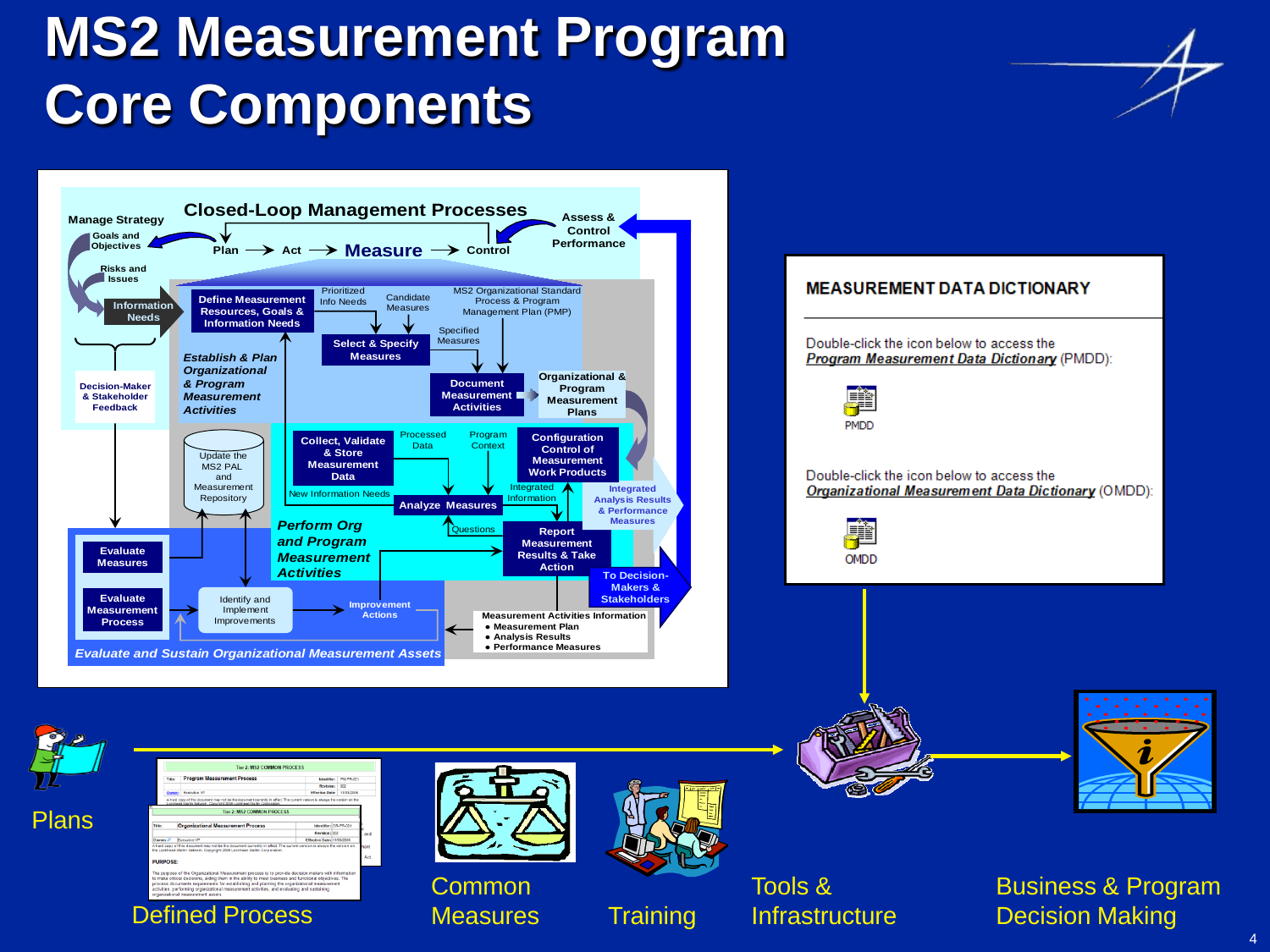# MS2 Measurement Program Core Components

## Closed-Loop Management Processes

Manage Strategy

Goals and Objectives

Plan → Act → **Measure** → Control

Assess & Control Performance

Risks and Issues

Information Needs

Decision-Maker & Stakeholder Feedback

Define Measurement Resources, Goals & Information Needs

Prioritized Info Needs

Candidate Measures

MS2 Organizational Standard Process & Program Management Plan (PMP)

Select & Specify Measures

Specified Measures

*Establish & Plan Organizational & Program Measurement Activities*

Document Measurement Activities

Organizational & Program Measurement Plans

Update the MS2 PAL and Measurement Repository

Collect, Validate & Store Measurement Data

Processed Data

Program Context

Configuration Control of Measurement Work Products

New Information Needs

Analyze Measures

Integrated Information

Integrated Analysis Results & Performance Measures

*Perform Org and Program Measurement Activities*

Questions

Report Measurement Results & Take Action

To Decision-Makers & Stakeholders

Evaluate Measures

Evaluate Measurement Process

Identify and Implement Improvements

Improvement Actions

Measurement Activities Information
- Measurement Plan
- Analysis Results
- Performance Measures

*Evaluate and Sustain Organizational Measurement Assets*

## MEASUREMENT DATA DICTIONARY

Double-click the icon below to access the *Program Measurement Data Dictionary* (PMDD):

PMDD

Double-click the icon below to access the *Organizational Measurement Data Dictionary* (OMDD):

OMDD

Plans

Defined Process

Common Measures

Training

Tools & Infrastructure

Business & Program Decision Making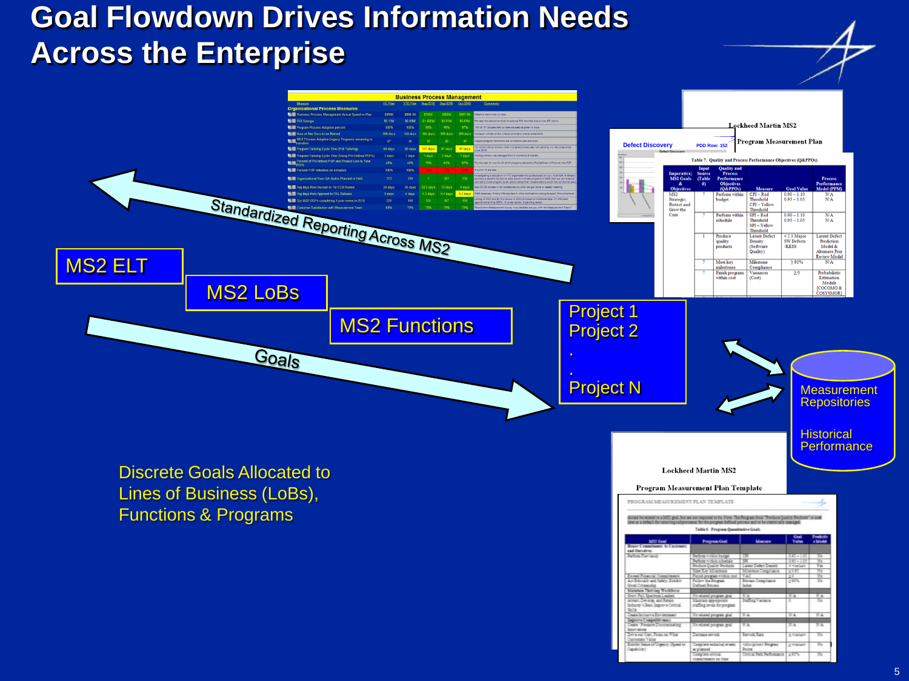# Goal Flowdown Drives Information Needs Across the Enterprise

Standardized Reporting Across MS2

MS2 ELT

MS2 LoBs

MS2 Functions

Goals

Project 1
Project 2
.
.
Project N

Measurement Repositories

Historical Performance

Discrete Goals Allocated to Lines of Business (LoBs), Functions & Programs

Lockheed Martin MS2
Program Measurement Plan

Lockheed Martin MS2
Program Measurement Plan Template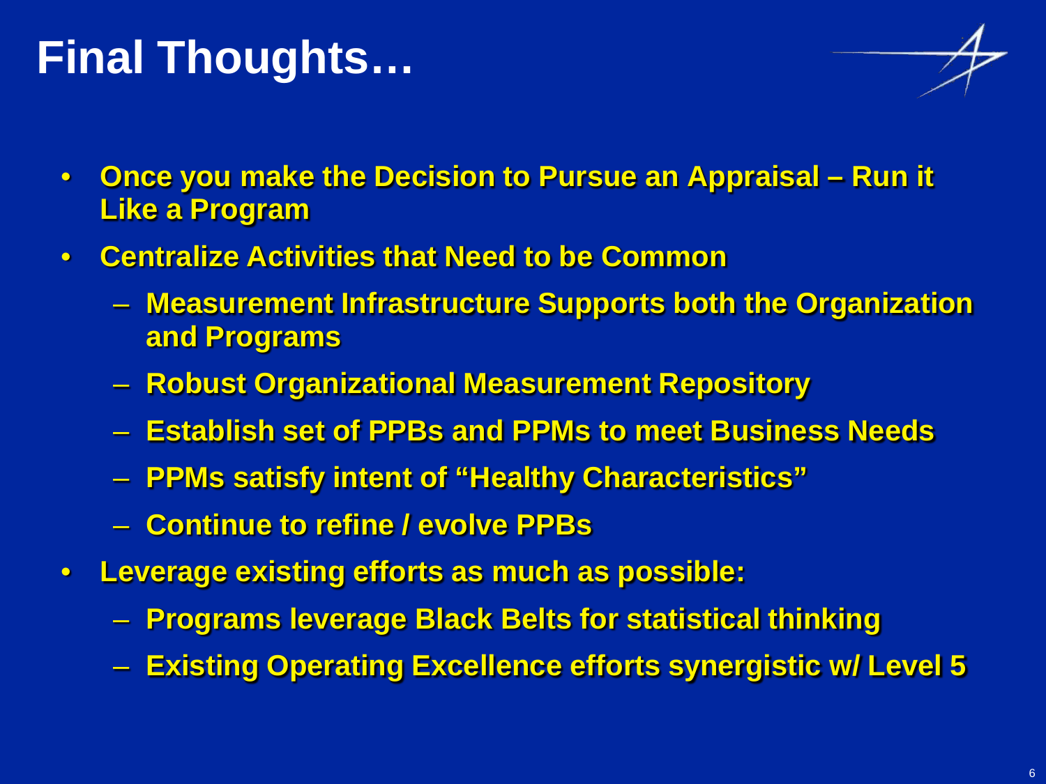# Final Thoughts…

- Once you make the Decision to Pursue an Appraisal – Run it Like a Program
- Centralize Activities that Need to be Common
  - Measurement Infrastructure Supports both the Organization and Programs
  - Robust Organizational Measurement Repository
  - Establish set of PPBs and PPMs to meet Business Needs
  - PPMs satisfy intent of "Healthy Characteristics"
  - Continue to refine / evolve PPBs
- Leverage existing efforts as much as possible:
  - Programs leverage Black Belts for statistical thinking
  - Existing Operating Excellence efforts synergistic w/ Level 5